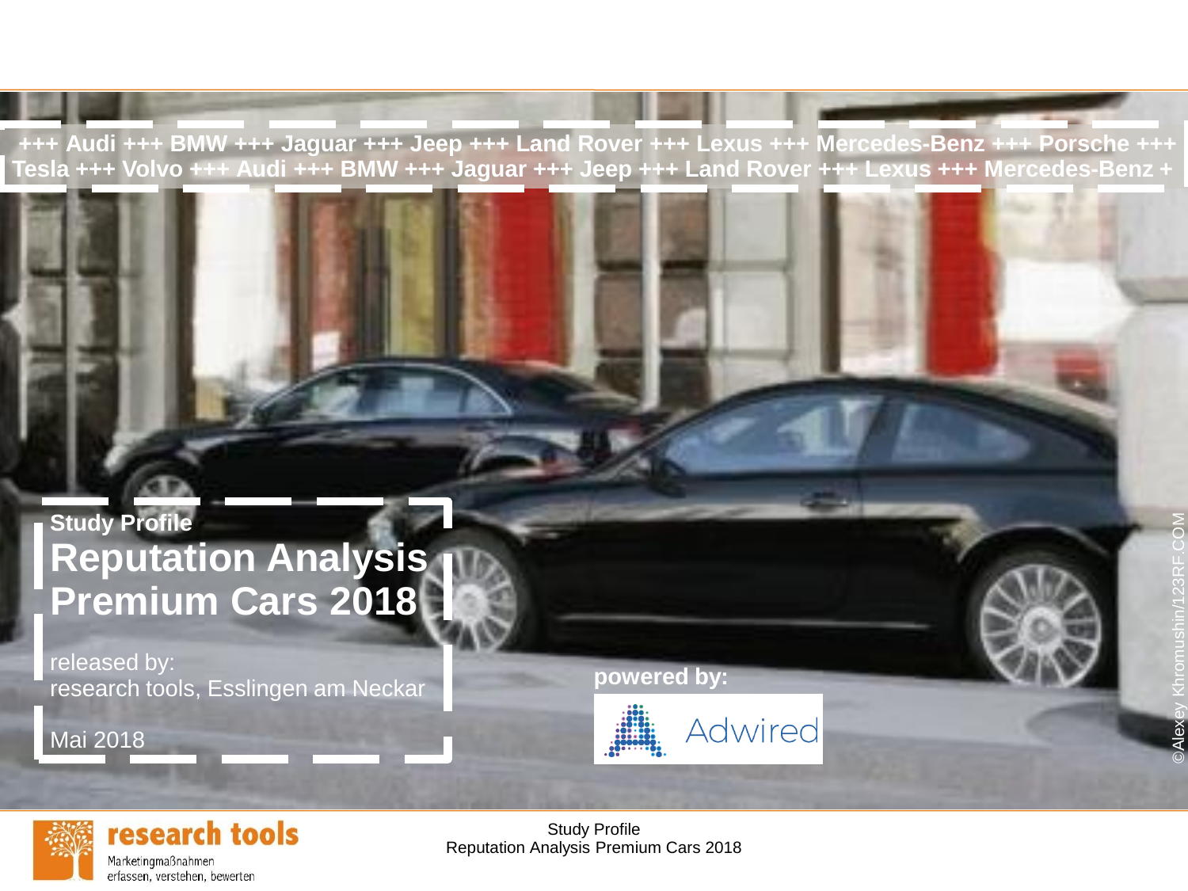+++ Audi +++ BMW +++ Jaguar +++ Jeep +++ Land Rover +++ Lexus +++ Mercedes-Benz +++ Porsche +++ Tesla +++ Volvo +++ Audi +++ BMW +++ Jaguar +++ Jeep +++ Land Rover +++ Lexus +++ Mercedes-Benz +

**Study Profile**

# Reputation Analysis Premium Cars 2018

released by:
research tools, Esslingen am Neckar

Mai 2018

**powered by:**

Adwired

©Alexey Khromushin/123RF.COM

research tools
Marketingmaßnahmen
erfassen, verstehen, bewerten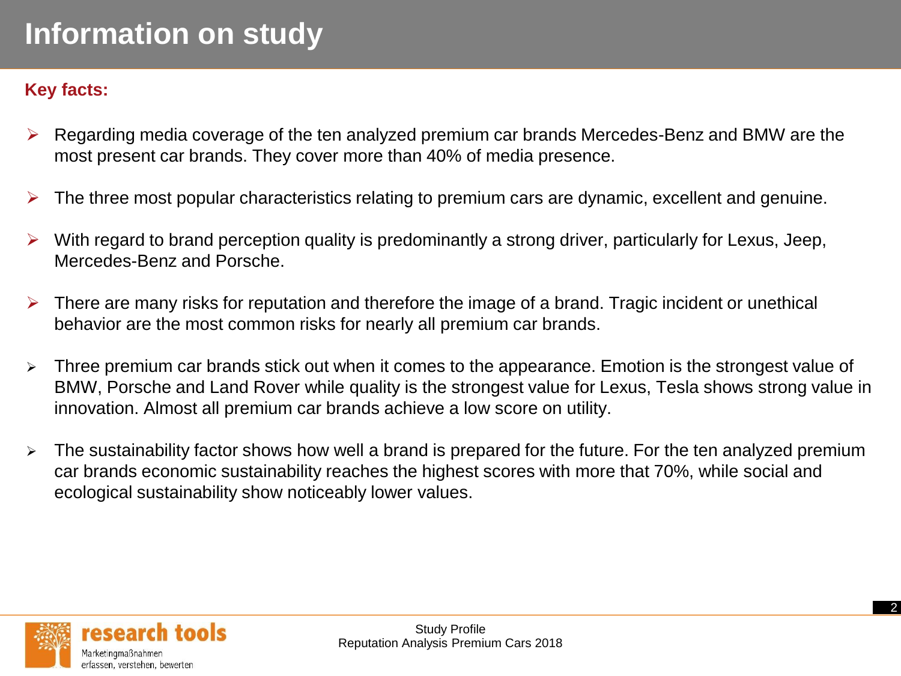# Information on study

**Key facts:**

- Regarding media coverage of the ten analyzed premium car brands Mercedes-Benz and BMW are the most present car brands. They cover more than 40% of media presence.
- The three most popular characteristics relating to premium cars are dynamic, excellent and genuine.
- With regard to brand perception quality is predominantly a strong driver, particularly for Lexus, Jeep, Mercedes-Benz and Porsche.
- There are many risks for reputation and therefore the image of a brand. Tragic incident or unethical behavior are the most common risks for nearly all premium car brands.
- Three premium car brands stick out when it comes to the appearance. Emotion is the strongest value of BMW, Porsche and Land Rover while quality is the strongest value for Lexus, Tesla shows strong value in innovation. Almost all premium car brands achieve a low score on utility.
- The sustainability factor shows how well a brand is prepared for the future. For the ten analyzed premium car brands economic sustainability reaches the highest scores with more that 70%, while social and ecological sustainability show noticeably lower values.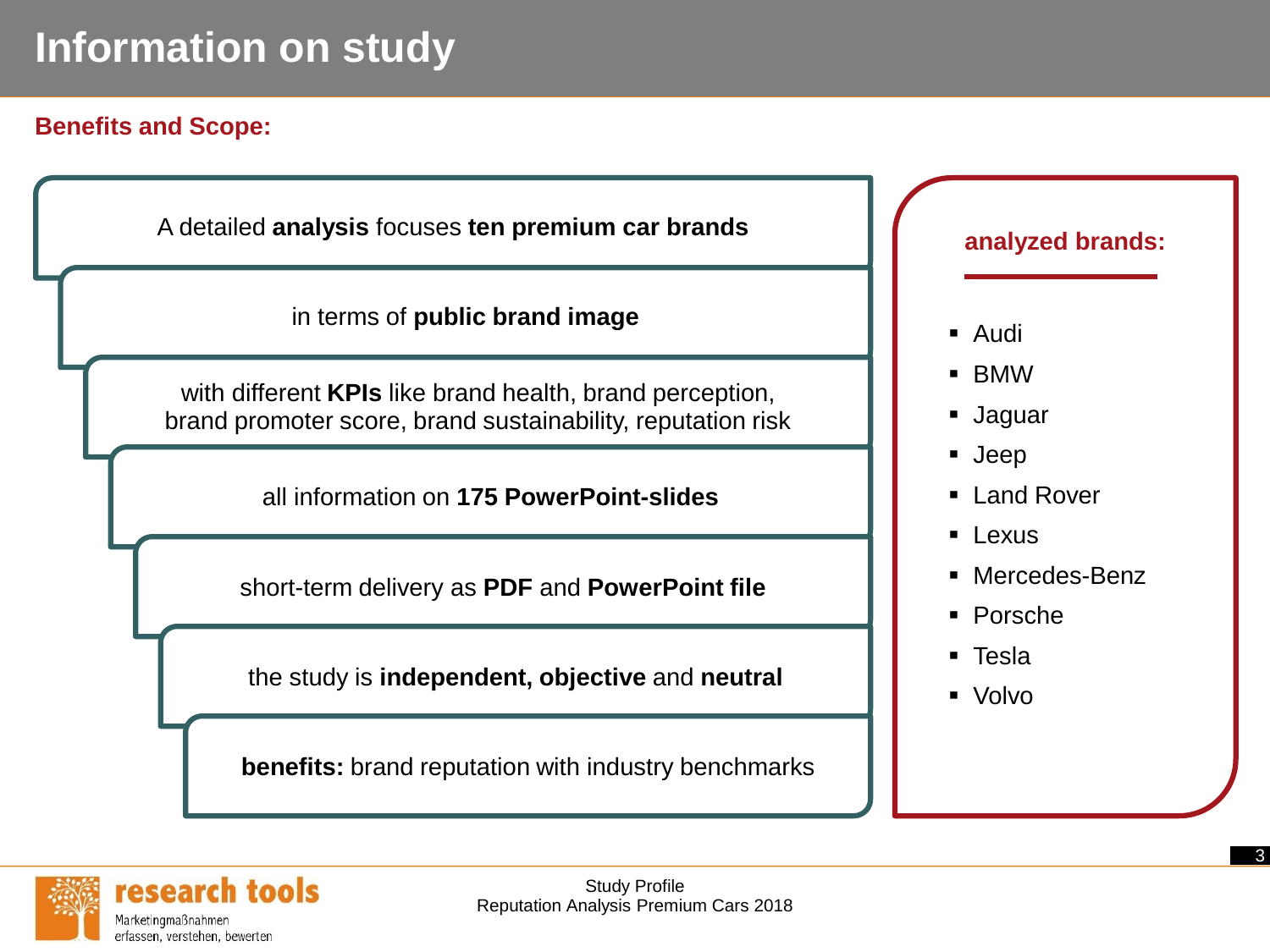# Information on study

## Benefits and Scope:

A detailed **analysis** focuses **ten premium car brands**

in terms of **public brand image**

with different **KPIs** like brand health, brand perception, brand promoter score, brand sustainability, reputation risk

all information on **175 PowerPoint-slides**

short-term delivery as **PDF** and **PowerPoint file**

the study is **independent, objective** and **neutral**

**benefits:** brand reputation with industry benchmarks

### analyzed brands:

- Audi
- BMW
- Jaguar
- Jeep
- Land Rover
- Lexus
- Mercedes-Benz
- Porsche
- Tesla
- Volvo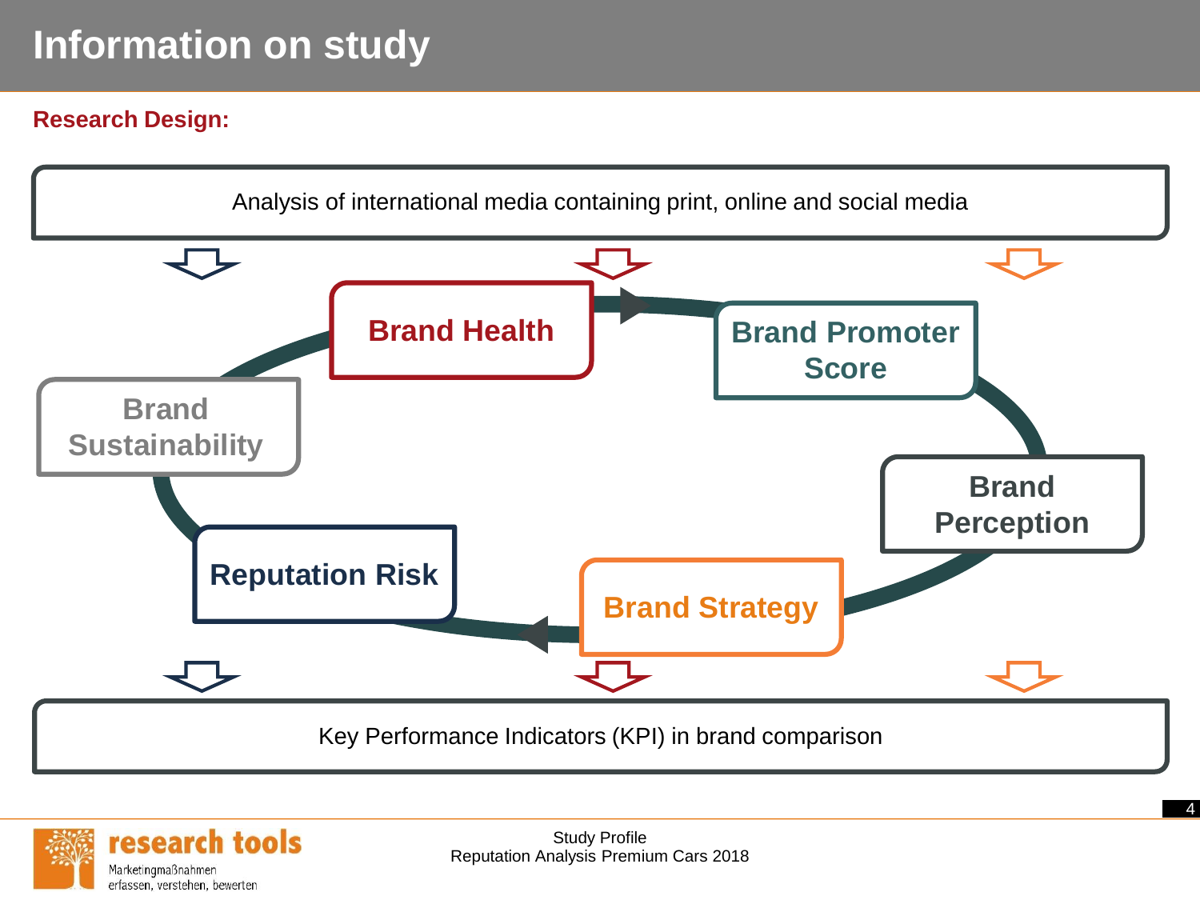# Information on study

**Research Design:**

Analysis of international media containing print, online and social media

- Brand Health
- Brand Promoter Score
- Brand Perception
- Brand Strategy
- Reputation Risk
- Brand Sustainability

Key Performance Indicators (KPI) in brand comparison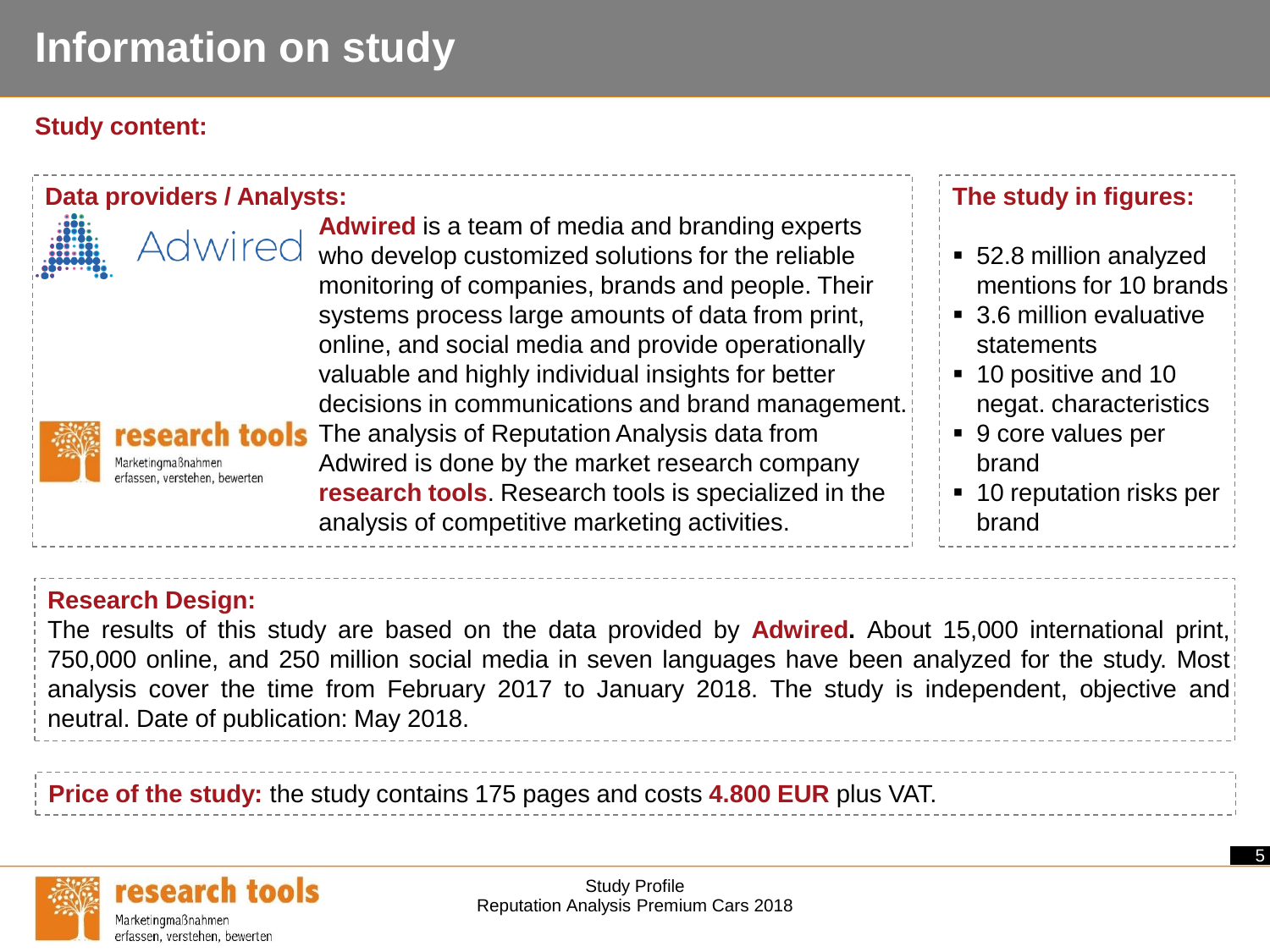# Information on study

## Study content:

### Data providers / Analysts:

Adwired

**Adwired** is a team of media and branding experts who develop customized solutions for the reliable monitoring of companies, brands and people. Their systems process large amounts of data from print, online, and social media and provide operationally valuable and highly individual insights for better decisions in communications and brand management.

research tools
Marketingmaßnahmen erfassen, verstehen, bewerten

The analysis of Reputation Analysis data from Adwired is done by the market research company **research tools**. Research tools is specialized in the analysis of competitive marketing activities.

### The study in figures:

- 52.8 million analyzed mentions for 10 brands
- 3.6 million evaluative statements
- 10 positive and 10 negat. characteristics
- 9 core values per brand
- 10 reputation risks per brand

### Research Design:

The results of this study are based on the data provided by **Adwired.** About 15,000 international print, 750,000 online, and 250 million social media in seven languages have been analyzed for the study. Most analysis cover the time from February 2017 to January 2018. The study is independent, objective and neutral. Date of publication: May 2018.

**Price of the study:** the study contains 175 pages and costs **4.800 EUR** plus VAT.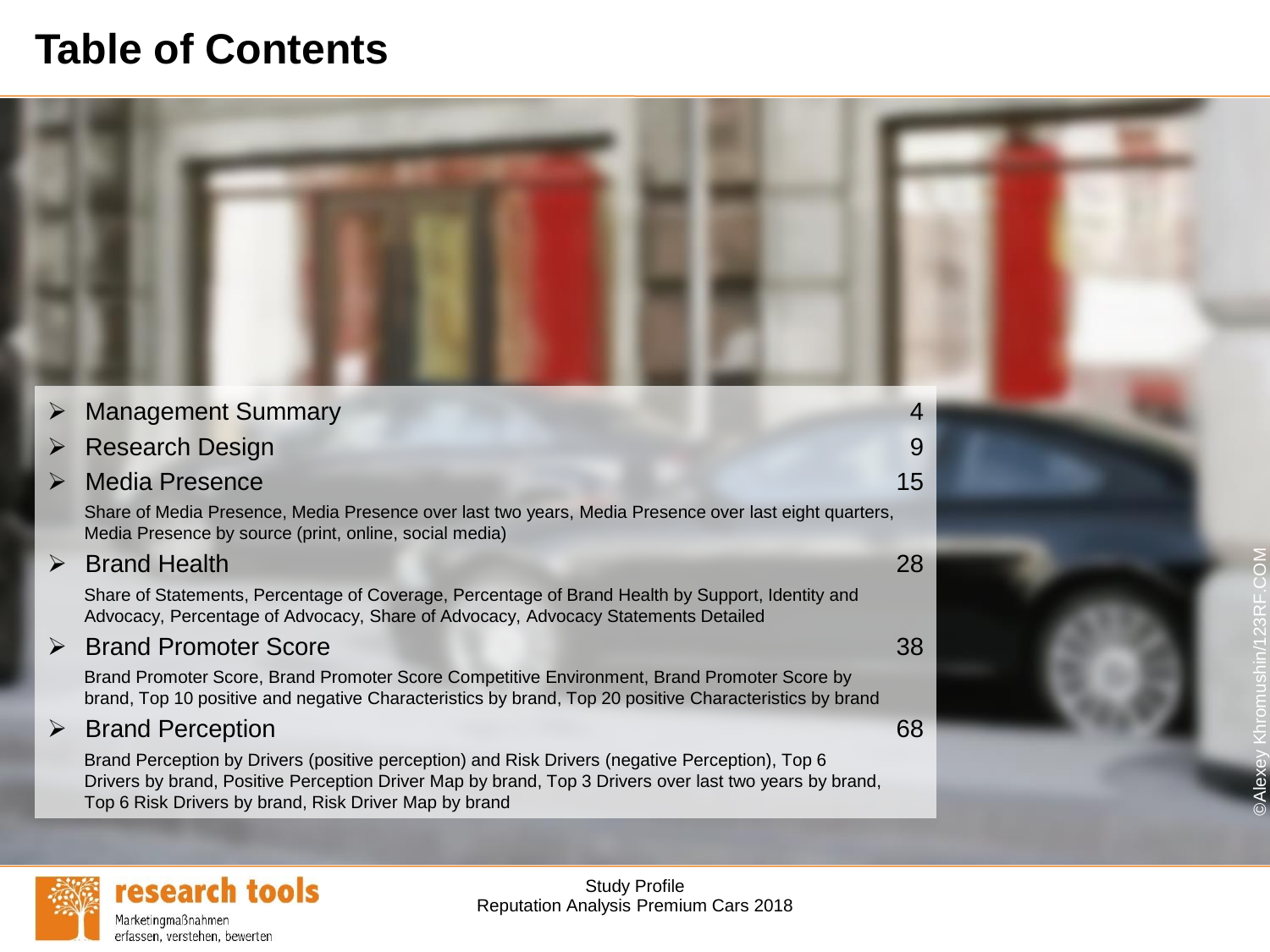# Table of Contents

- Management Summary 4
- Research Design 9
- Media Presence 15

  Share of Media Presence, Media Presence over last two years, Media Presence over last eight quarters, Media Presence by source (print, online, social media)
- Brand Health 28

  Share of Statements, Percentage of Coverage, Percentage of Brand Health by Support, Identity and Advocacy, Percentage of Advocacy, Share of Advocacy, Advocacy Statements Detailed
- Brand Promoter Score 38

  Brand Promoter Score, Brand Promoter Score Competitive Environment, Brand Promoter Score by brand, Top 10 positive and negative Characteristics by brand, Top 20 positive Characteristics by brand
- Brand Perception 68

  Brand Perception by Drivers (positive perception) and Risk Drivers (negative Perception), Top 6 Drivers by brand, Positive Perception Driver Map by brand, Top 3 Drivers over last two years by brand, Top 6 Risk Drivers by brand, Risk Driver Map by brand

©Alexey Khromushin/123RF.COM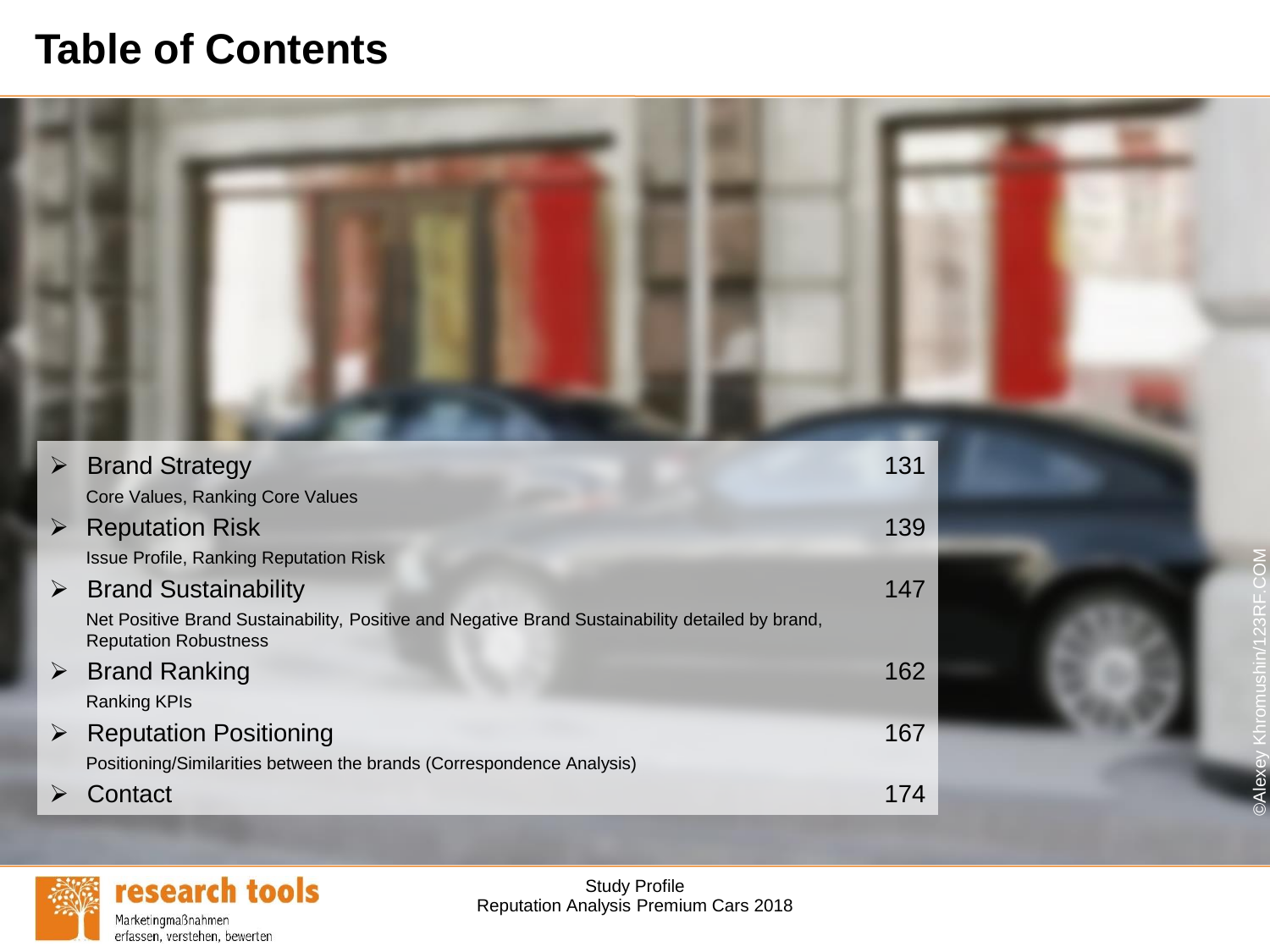# Table of Contents

- **Brand Strategy** — 131
  Core Values, Ranking Core Values
- **Reputation Risk** — 139
  Issue Profile, Ranking Reputation Risk
- **Brand Sustainability** — 147
  Net Positive Brand Sustainability, Positive and Negative Brand Sustainability detailed by brand, Reputation Robustness
- **Brand Ranking** — 162
  Ranking KPIs
- **Reputation Positioning** — 167
  Positioning/Similarities between the brands (Correspondence Analysis)
- **Contact** — 174

©Alexey Khromushin/123RF.COM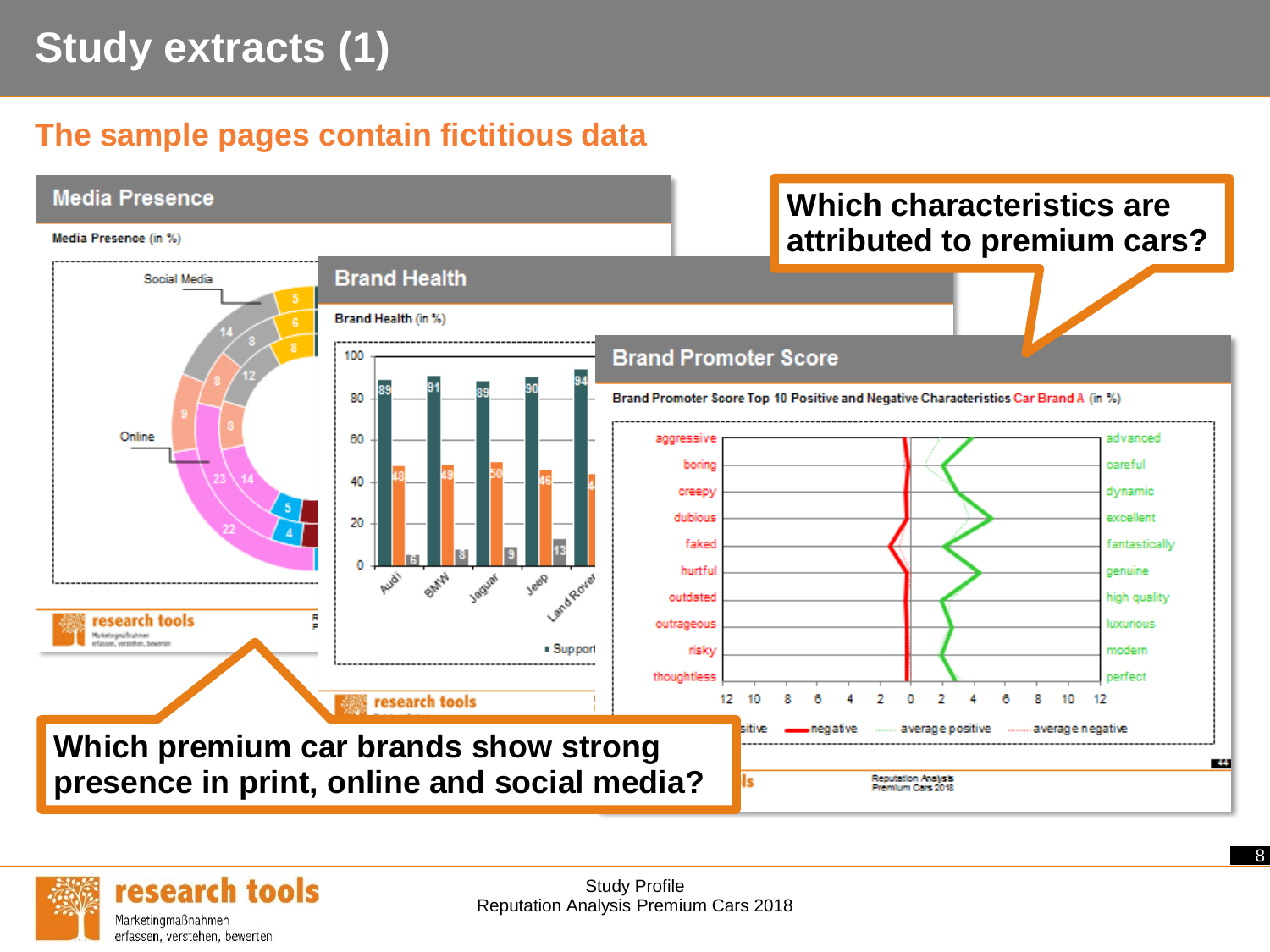# Study extracts (1)

## The sample pages contain fictitious data

### Media Presence

Media Presence (in %)

Social Media

Online

### Brand Health

Brand Health (in %)

| | Audi | BMW | Jaguar | Jeep | Land Rover |
|---|---|---|---|---|---|
| | 89 | 91 | 89 | 90 | 94 |
| | 48 | 49 | 50 | 46 | 4 |
| | 6 | 8 | 9 | 13 | |

▪ Support

### Brand Promoter Score

Brand Promoter Score Top 10 Positive and Negative Characteristics Car Brand A (in %)

| Negative | Positive |
|---|---|
| aggressive | advanced |
| boring | careful |
| creepy | dynamic |
| dubious | excellent |
| faked | fantastically |
| hurtful | genuine |
| outdated | high quality |
| outrageous | luxurious |
| risky | modern |
| thoughtless | perfect |

positive — negative — average positive — average negative

Reputation Analysis Premium Cars 2018

**Which characteristics are attributed to premium cars?**

**Which premium car brands show strong presence in print, online and social media?**

research tools
Marketingmaßnahmen erfassen, verstehen, bewerten

Study Profile
Reputation Analysis Premium Cars 2018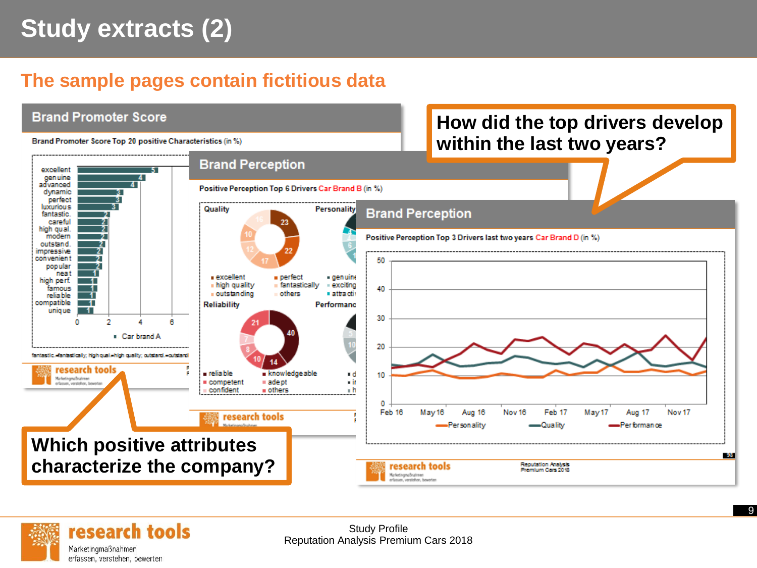# Study extracts (2)

## The sample pages contain fictitious data

### Brand Promoter Score

Brand Promoter Score Top 20 positive Characteristics (in %)

| Characteristic | Car brand A |
|---|---|
| excellent | 5 |
| genuine | 4 |
| advanced | 4 |
| dynamic | 3 |
| perfect | 3 |
| luxurious | 3 |
| fantastic. | 2 |
| careful | 2 |
| high qual. | 2 |
| modern | 2 |
| outstand. | 2 |
| impressive | 2 |
| convenient | 2 |
| popular | 2 |
| neat | 1 |
| high perf. | 1 |
| famous | 1 |
| reliable | 1 |
| compatible | 1 |
| unique | 1 |

fantastic.=fantastically; high qual.=high quality; outstand.=outstandi...

### Brand Perception

Positive Perception Top 6 Drivers Car Brand B (in %)

**Quality**

| Driver | % |
|---|---|
| excellent | 23 |
| perfect | 22 |
| high quality | 17 |
| fantastically | 12 |
| outstanding | 10 |
| others | 15 |

**Reliability**

| Driver | % |
|---|---|
| reliable | 21 |
| knowledgeable | 40 |
| competent | 14 |
| adept | 10 |
| confident | 8 |
| others | 7 |

**Personality**: genuine, exciting, attracti...

**Performance**

### Brand Perception

Positive Perception Top 3 Drivers last two years Car Brand D (in %)

Line chart (Feb 16 – Nov 17; y-axis 0–50): Personality, Quality, Performance

**How did the top drivers develop within the last two years?**

**Which positive attributes characterize the company?**

Study Profile
Reputation Analysis Premium Cars 2018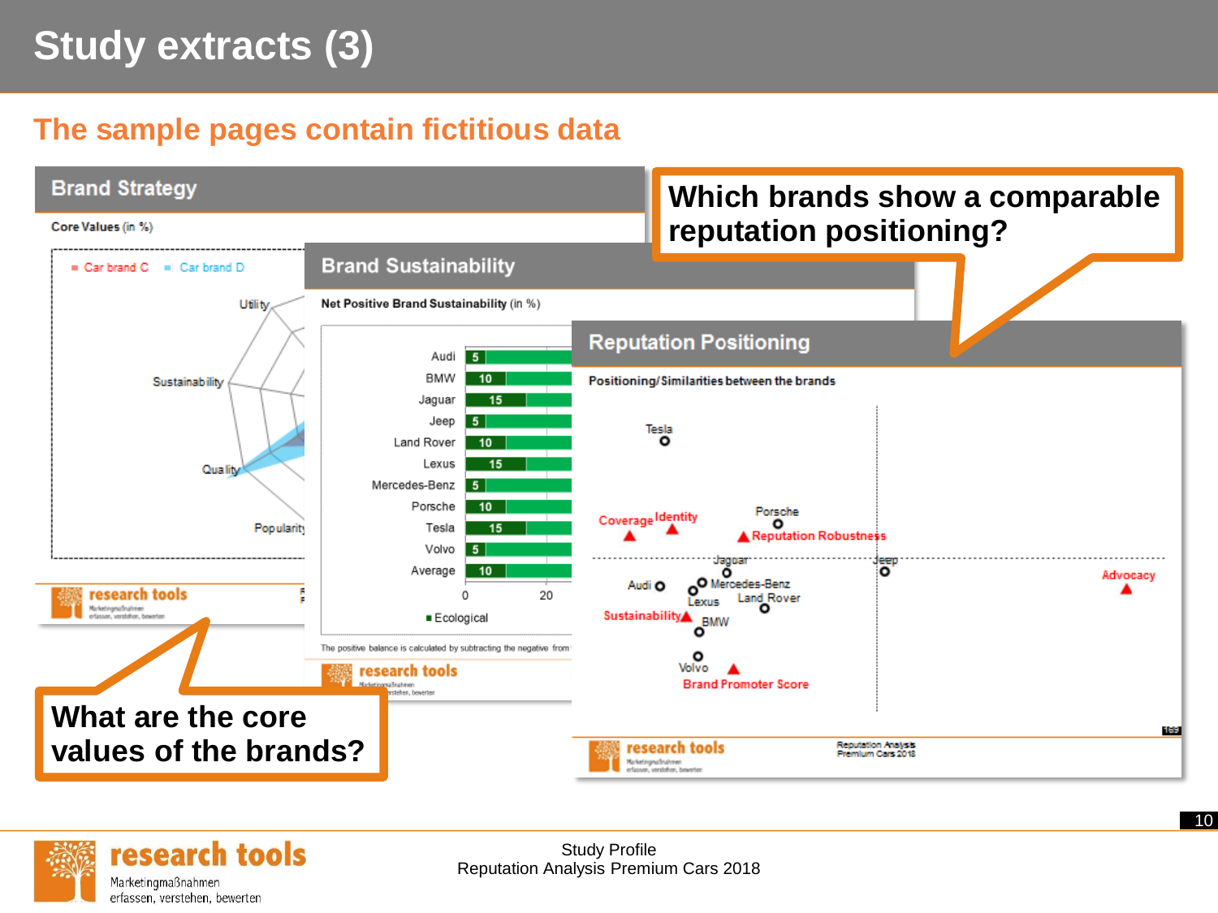# Study extracts (3)

## The sample pages contain fictitious data

### Brand Strategy

Core Values (in %)

- Car brand C
- Car brand D

Utility, Sustainability, Quality, Popularity

**What are the core values of the brands?**

### Brand Sustainability

**Net Positive Brand Sustainability** (in %)

| Brand | Ecological |
|---|---|
| Audi | 5 |
| BMW | 10 |
| Jaguar | 15 |
| Jeep | 5 |
| Land Rover | 10 |
| Lexus | 15 |
| Mercedes-Benz | 5 |
| Porsche | 10 |
| Tesla | 15 |
| Volvo | 5 |
| Average | 10 |

The positive balance is calculated by subtracting the negative from

### Reputation Positioning

**Positioning/Similarities between the brands**

Brands: Tesla, Porsche, Jaguar, Jeep, Audi, Mercedes-Benz, Lexus, Land Rover, BMW, Volvo

Dimensions: Coverage, Identity, Reputation Robustness, Advocacy, Sustainability, Brand Promoter Score

**Which brands show a comparable reputation positioning?**

Study Profile
Reputation Analysis Premium Cars 2018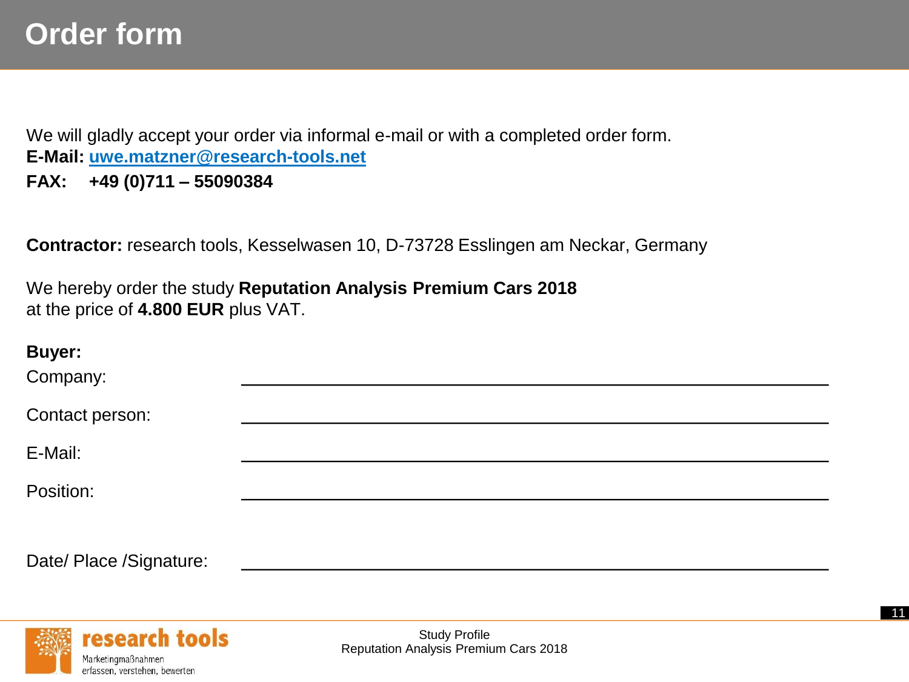# Order form

We will gladly accept your order via informal e-mail or with a completed order form.
**E-Mail:** uwe.matzner@research-tools.net
**FAX: +49 (0)711 – 55090384**

**Contractor:** research tools, Kesselwasen 10, D-73728 Esslingen am Neckar, Germany

We hereby order the study **Reputation Analysis Premium Cars 2018**
at the price of **4.800 EUR** plus VAT.

**Buyer:**

Company: ______________________________________________

Contact person: ______________________________________________

E-Mail: ______________________________________________

Position: ______________________________________________

Date/ Place /Signature: ______________________________________________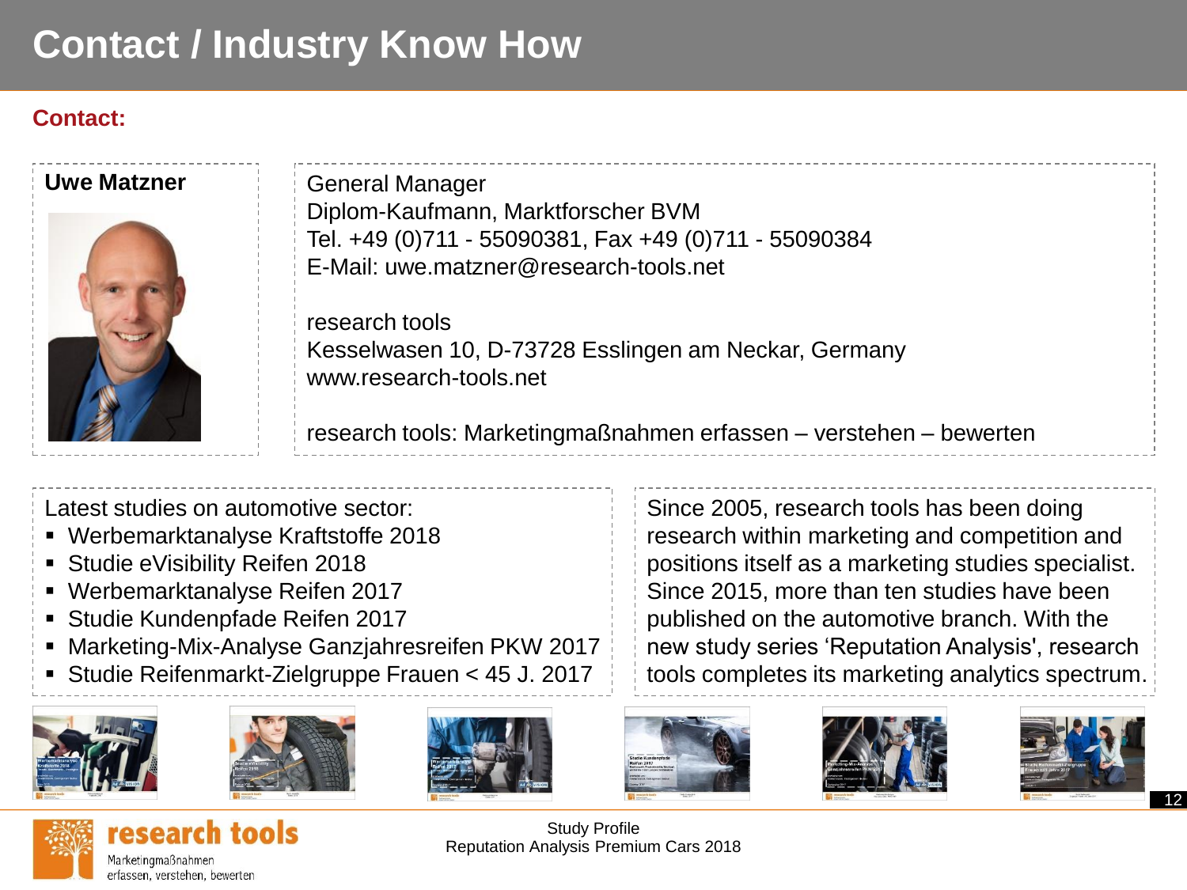# Contact / Industry Know How

**Contact:**

**Uwe Matzner**

General Manager
Diplom-Kaufmann, Marktforscher BVM
Tel. +49 (0)711 - 55090381, Fax +49 (0)711 - 55090384
E-Mail: uwe.matzner@research-tools.net

research tools
Kesselwasen 10, D-73728 Esslingen am Neckar, Germany
www.research-tools.net

research tools: Marketingmaßnahmen erfassen – verstehen – bewerten

Latest studies on automotive sector:

- Werbemarktanalyse Kraftstoffe 2018
- Studie eVisibility Reifen 2018
- Werbemarktanalyse Reifen 2017
- Studie Kundenpfade Reifen 2017
- Marketing-Mix-Analyse Ganzjahresreifen PKW 2017
- Studie Reifenmarkt-Zielgruppe Frauen < 45 J. 2017

Since 2005, research tools has been doing research within marketing and competition and positions itself as a marketing studies specialist. Since 2015, more than ten studies have been published on the automotive branch. With the new study series 'Reputation Analysis', research tools completes its marketing analytics spectrum.

research tools
Marketingmaßnahmen
erfassen, verstehen, bewerten

Study Profile
Reputation Analysis Premium Cars 2018